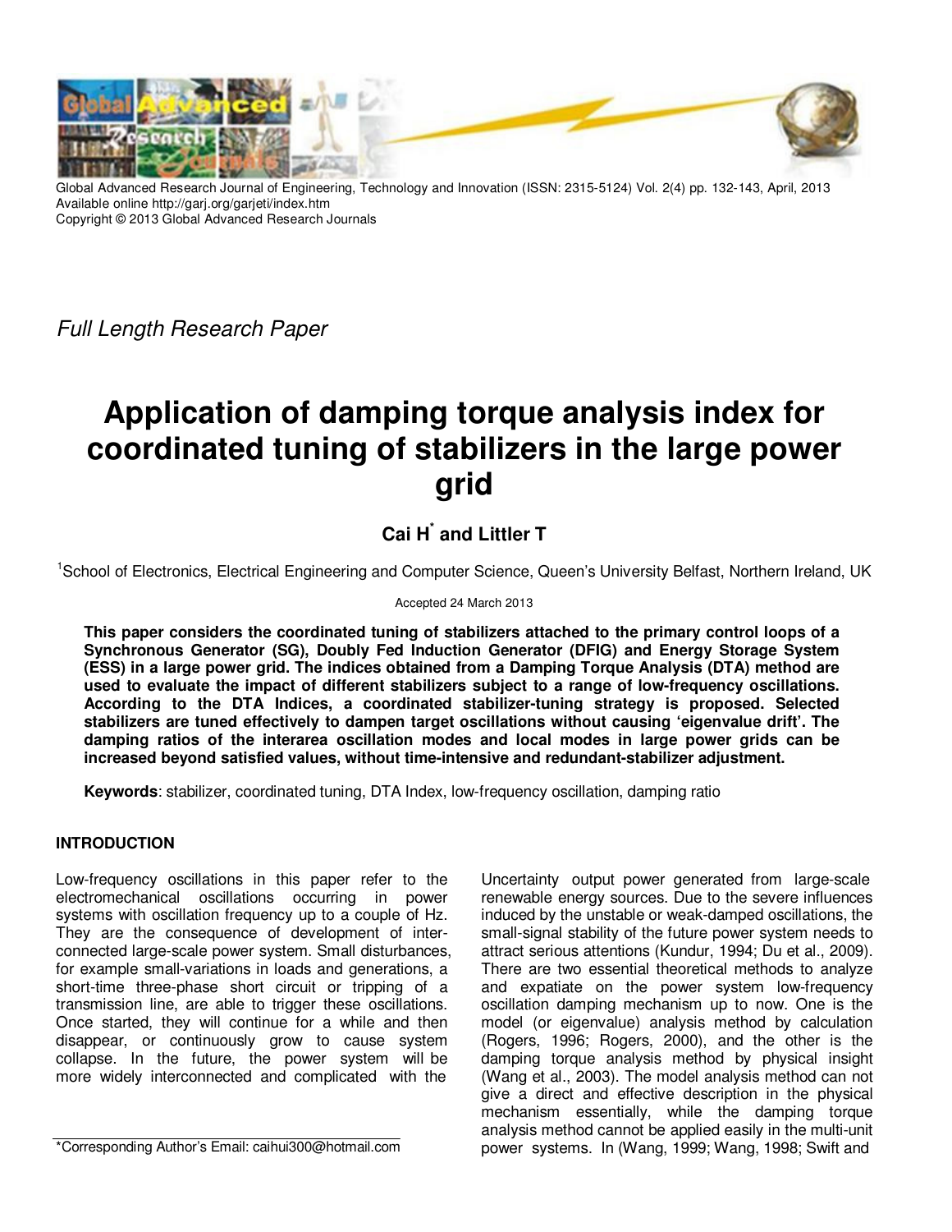Global Advanced Research Journal of Engineering, Technology and Innovation (ISSN: 2315-5124) Vol. 2(4) pp. 132-143, April, 2013
Available online http://garj.org/garjeti/index.htm
Copyright © 2013 Global Advanced Research Journals

*Full Length Research Paper*

# Application of damping torque analysis index for coordinated tuning of stabilizers in the large power grid

**Cai H[*] and Littler T**

[1]School of Electronics, Electrical Engineering and Computer Science, Queen's University Belfast, Northern Ireland, UK

Accepted 24 March 2013

**This paper considers the coordinated tuning of stabilizers attached to the primary control loops of a Synchronous Generator (SG), Doubly Fed Induction Generator (DFIG) and Energy Storage System (ESS) in a large power grid. The indices obtained from a Damping Torque Analysis (DTA) method are used to evaluate the impact of different stabilizers subject to a range of low-frequency oscillations. According to the DTA Indices, a coordinated stabilizer-tuning strategy is proposed. Selected stabilizers are tuned effectively to dampen target oscillations without causing 'eigenvalue drift'. The damping ratios of the interarea oscillation modes and local modes in large power grids can be increased beyond satisfied values, without time-intensive and redundant-stabilizer adjustment.**

**Keywords**: stabilizer, coordinated tuning, DTA Index, low-frequency oscillation, damping ratio

## INTRODUCTION

Low-frequency oscillations in this paper refer to the electromechanical oscillations occurring in power systems with oscillation frequency up to a couple of Hz. They are the consequence of development of inter-connected large-scale power system. Small disturbances, for example small-variations in loads and generations, a short-time three-phase short circuit or tripping of a transmission line, are able to trigger these oscillations. Once started, they will continue for a while and then disappear, or continuously grow to cause system collapse. In the future, the power system will be more widely interconnected and complicated with the Uncertainty output power generated from large-scale renewable energy sources. Due to the severe influences induced by the unstable or weak-damped oscillations, the small-signal stability of the future power system needs to attract serious attentions (Kundur, 1994; Du et al., 2009). There are two essential theoretical methods to analyze and expatiate on the power system low-frequency oscillation damping mechanism up to now. One is the model (or eigenvalue) analysis method by calculation (Rogers, 1996; Rogers, 2000), and the other is the damping torque analysis method by physical insight (Wang et al., 2003). The model analysis method can not give a direct and effective description in the physical mechanism essentially, while the damping torque analysis method cannot be applied easily in the multi-unit power systems. In (Wang, 1999; Wang, 1998; Swift and

*Corresponding Author's Email: caihui300@hotmail.com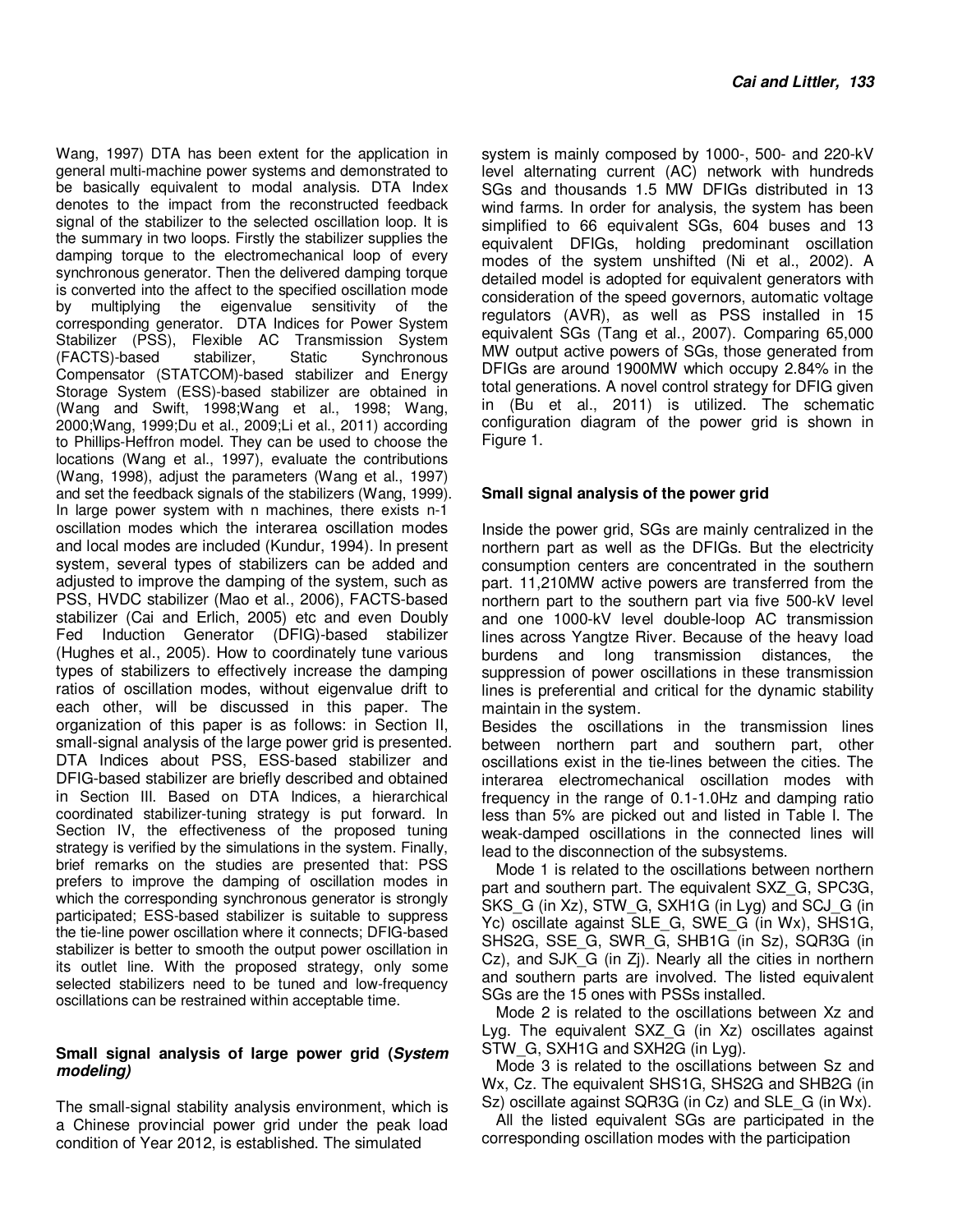Wang, 1997) DTA has been extent for the application in general multi-machine power systems and demonstrated to be basically equivalent to modal analysis. DTA Index denotes to the impact from the reconstructed feedback signal of the stabilizer to the selected oscillation loop. It is the summary in two loops. Firstly the stabilizer supplies the damping torque to the electromechanical loop of every synchronous generator. Then the delivered damping torque is converted into the affect to the specified oscillation mode by multiplying the eigenvalue sensitivity of the corresponding generator. DTA Indices for Power System Stabilizer (PSS), Flexible AC Transmission System (FACTS)-based stabilizer, Static Synchronous Compensator (STATCOM)-based stabilizer and Energy Storage System (ESS)-based stabilizer are obtained in (Wang and Swift, 1998;Wang et al., 1998; Wang, 2000;Wang, 1999;Du et al., 2009;Li et al., 2011) according to Phillips-Heffron model. They can be used to choose the locations (Wang et al., 1997), evaluate the contributions (Wang, 1998), adjust the parameters (Wang et al., 1997) and set the feedback signals of the stabilizers (Wang, 1999). In large power system with n machines, there exists n-1 oscillation modes which the interarea oscillation modes and local modes are included (Kundur, 1994). In present system, several types of stabilizers can be added and adjusted to improve the damping of the system, such as PSS, HVDC stabilizer (Mao et al., 2006), FACTS-based stabilizer (Cai and Erlich, 2005) etc and even Doubly Fed Induction Generator (DFIG)-based stabilizer (Hughes et al., 2005). How to coordinately tune various types of stabilizers to effectively increase the damping ratios of oscillation modes, without eigenvalue drift to each other, will be discussed in this paper. The organization of this paper is as follows: in Section II, small-signal analysis of the large power grid is presented. DTA Indices about PSS, ESS-based stabilizer and DFIG-based stabilizer are briefly described and obtained in Section III. Based on DTA Indices, a hierarchical coordinated stabilizer-tuning strategy is put forward. In Section IV, the effectiveness of the proposed tuning strategy is verified by the simulations in the system. Finally, brief remarks on the studies are presented that: PSS prefers to improve the damping of oscillation modes in which the corresponding synchronous generator is strongly participated; ESS-based stabilizer is suitable to suppress the tie-line power oscillation where it connects; DFIG-based stabilizer is better to smooth the output power oscillation in its outlet line. With the proposed strategy, only some selected stabilizers need to be tuned and low-frequency oscillations can be restrained within acceptable time.

## Small signal analysis of large power grid (*System modeling*)

The small-signal stability analysis environment, which is a Chinese provincial power grid under the peak load condition of Year 2012, is established. The simulated system is mainly composed by 1000-, 500- and 220-kV level alternating current (AC) network with hundreds SGs and thousands 1.5 MW DFIGs distributed in 13 wind farms. In order for analysis, the system has been simplified to 66 equivalent SGs, 604 buses and 13 equivalent DFIGs, holding predominant oscillation modes of the system unshifted (Ni et al., 2002). A detailed model is adopted for equivalent generators with consideration of the speed governors, automatic voltage regulators (AVR), as well as PSS installed in 15 equivalent SGs (Tang et al., 2007). Comparing 65,000 MW output active powers of SGs, those generated from DFIGs are around 1900MW which occupy 2.84% in the total generations. A novel control strategy for DFIG given in (Bu et al., 2011) is utilized. The schematic configuration diagram of the power grid is shown in Figure 1.

## Small signal analysis of the power grid

Inside the power grid, SGs are mainly centralized in the northern part as well as the DFIGs. But the electricity consumption centers are concentrated in the southern part. 11,210MW active powers are transferred from the northern part to the southern part via five 500-kV level and one 1000-kV level double-loop AC transmission lines across Yangtze River. Because of the heavy load burdens and long transmission distances, the suppression of power oscillations in these transmission lines is preferential and critical for the dynamic stability maintain in the system.

Besides the oscillations in the transmission lines between northern part and southern part, other oscillations exist in the tie-lines between the cities. The interarea electromechanical oscillation modes with frequency in the range of 0.1-1.0Hz and damping ratio less than 5% are picked out and listed in Table I. The weak-damped oscillations in the connected lines will lead to the disconnection of the subsystems.

Mode 1 is related to the oscillations between northern part and southern part. The equivalent SXZ_G, SPC3G, SKS_G (in Xz), STW_G, SXH1G (in Lyg) and SCJ_G (in Yc) oscillate against SLE_G, SWE_G (in Wx), SHS1G, SHS2G, SSE_G, SWR_G, SHB1G (in Sz), SQR3G (in Cz), and SJK_G (in Zj). Nearly all the cities in northern and southern parts are involved. The listed equivalent SGs are the 15 ones with PSSs installed.

Mode 2 is related to the oscillations between Xz and Lyg. The equivalent SXZ_G (in Xz) oscillates against STW_G, SXH1G and SXH2G (in Lyg).

Mode 3 is related to the oscillations between Sz and Wx, Cz. The equivalent SHS1G, SHS2G and SHB2G (in Sz) oscillate against SQR3G (in Cz) and SLE_G (in Wx).

All the listed equivalent SGs are participated in the corresponding oscillation modes with the participation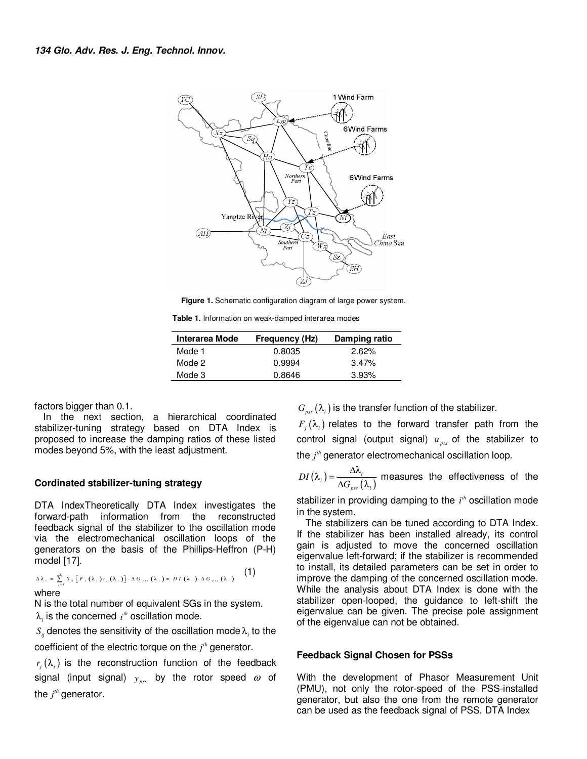**Figure 1.** Schematic configuration diagram of large power system.

**Table 1.** Information on weak-damped interarea modes

| Interarea Mode | Frequency (Hz) | Damping ratio |
|---|---|---|
| Mode 1 | 0.8035 | 2.62% |
| Mode 2 | 0.9994 | 3.47% |
| Mode 3 | 0.8646 | 3.93% |

factors bigger than 0.1.

In the next section, a hierarchical coordinated stabilizer-tuning strategy based on DTA Index is proposed to increase the damping ratios of these listed modes beyond 5%, with the least adjustment.

## Cordinated stabilizer-tuning strategy

DTA IndexTheoretically DTA Index investigates the forward-path information from the reconstructed feedback signal of the stabilizer to the oscillation mode via the electromechanical oscillation loops of the generators on the basis of the Phillips-Heffron (P-H) model [17].

$$\Delta\lambda_i = \sum_{j=1}^{N} S_{ij}\left[F_j(\lambda_i)\, r_j(\lambda_i)\right]\cdot \Delta G_{pss}(\lambda_i) = DI(\lambda_i)\cdot \Delta G_{pss}(\lambda_i) \tag{1}$$

where

N is the total number of equivalent SGs in the system.

$\lambda_i$ is the concerned $i^{th}$ oscillation mode.

$S_{ij}$ denotes the sensitivity of the oscillation mode $\lambda_i$ to the coefficient of the electric torque on the $j^{th}$ generator.

$r_j(\lambda_i)$ is the reconstruction function of the feedback signal (input signal) $y_{pss}$ by the rotor speed $\omega$ of the $j^{th}$ generator.

$G_{pss}(\lambda_i)$ is the transfer function of the stabilizer.

$F_j(\lambda_i)$ relates to the forward transfer path from the control signal (output signal) $u_{pss}$ of the stabilizer to the $j^{th}$ generator electromechanical oscillation loop.

$DI(\lambda_i) = \dfrac{\Delta\lambda_i}{\Delta G_{pss}(\lambda_i)}$ measures the effectiveness of the stabilizer in providing damping to the $i^{th}$ oscillation mode in the system.

The stabilizers can be tuned according to DTA Index. If the stabilizer has been installed already, its control gain is adjusted to move the concerned oscillation eigenvalue left-forward; if the stabilizer is recommended to install, its detailed parameters can be set in order to improve the damping of the concerned oscillation mode. While the analysis about DTA Index is done with the stabilizer open-looped, the guidance to left-shift the eigenvalue can be given. The precise pole assignment of the eigenvalue can not be obtained.

## Feedback Signal Chosen for PSSs

With the development of Phasor Measurement Unit (PMU), not only the rotor-speed of the PSS-installed generator, but also the one from the remote generator can be used as the feedback signal of PSS. DTA Index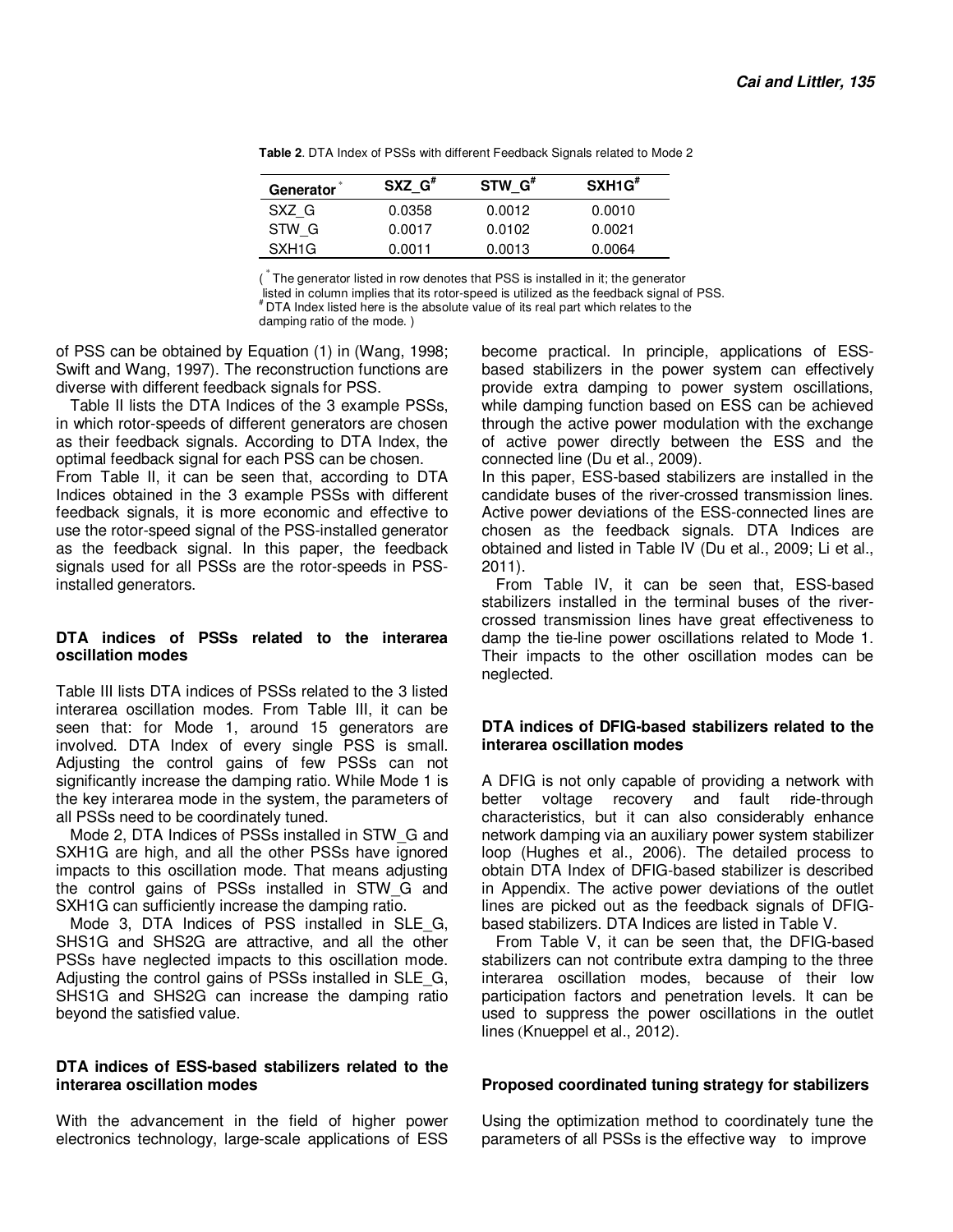**Table 2**. DTA Index of PSSs with different Feedback Signals related to Mode 2

| Generator [*] | SXZ_G [#] | STW_G [#] | SXH1G [#] |
|---|---|---|---|
| SXZ_G | 0.0358 | 0.0012 | 0.0010 |
| STW_G | 0.0017 | 0.0102 | 0.0021 |
| SXH1G | 0.0011 | 0.0013 | 0.0064 |

( [*] The generator listed in row denotes that PSS is installed in it; the generator listed in column implies that its rotor-speed is utilized as the feedback signal of PSS. [#] DTA Index listed here is the absolute value of its real part which relates to the damping ratio of the mode. )

of PSS can be obtained by Equation (1) in (Wang, 1998; Swift and Wang, 1997). The reconstruction functions are diverse with different feedback signals for PSS.

Table II lists the DTA Indices of the 3 example PSSs, in which rotor-speeds of different generators are chosen as their feedback signals. According to DTA Index, the optimal feedback signal for each PSS can be chosen.

From Table II, it can be seen that, according to DTA Indices obtained in the 3 example PSSs with different feedback signals, it is more economic and effective to use the rotor-speed signal of the PSS-installed generator as the feedback signal. In this paper, the feedback signals used for all PSSs are the rotor-speeds in PSS-installed generators.

### DTA indices of PSSs related to the interarea oscillation modes

Table III lists DTA indices of PSSs related to the 3 listed interarea oscillation modes. From Table III, it can be seen that: for Mode 1, around 15 generators are involved. DTA Index of every single PSS is small. Adjusting the control gains of few PSSs can not significantly increase the damping ratio. While Mode 1 is the key interarea mode in the system, the parameters of all PSSs need to be coordinately tuned.

Mode 2, DTA Indices of PSSs installed in STW_G and SXH1G are high, and all the other PSSs have ignored impacts to this oscillation mode. That means adjusting the control gains of PSSs installed in STW_G and SXH1G can sufficiently increase the damping ratio.

Mode 3, DTA Indices of PSS installed in SLE_G, SHS1G and SHS2G are attractive, and all the other PSSs have neglected impacts to this oscillation mode. Adjusting the control gains of PSSs installed in SLE_G, SHS1G and SHS2G can increase the damping ratio beyond the satisfied value.

### DTA indices of ESS-based stabilizers related to the interarea oscillation modes

With the advancement in the field of higher power electronics technology, large-scale applications of ESS become practical. In principle, applications of ESS-based stabilizers in the power system can effectively provide extra damping to power system oscillations, while damping function based on ESS can be achieved through the active power modulation with the exchange of active power directly between the ESS and the connected line (Du et al., 2009).

In this paper, ESS-based stabilizers are installed in the candidate buses of the river-crossed transmission lines. Active power deviations of the ESS-connected lines are chosen as the feedback signals. DTA Indices are obtained and listed in Table IV (Du et al., 2009; Li et al., 2011).

From Table IV, it can be seen that, ESS-based stabilizers installed in the terminal buses of the river-crossed transmission lines have great effectiveness to damp the tie-line power oscillations related to Mode 1. Their impacts to the other oscillation modes can be neglected.

### DTA indices of DFIG-based stabilizers related to the interarea oscillation modes

A DFIG is not only capable of providing a network with better voltage recovery and fault ride-through characteristics, but it can also considerably enhance network damping via an auxiliary power system stabilizer loop (Hughes et al., 2006). The detailed process to obtain DTA Index of DFIG-based stabilizer is described in Appendix. The active power deviations of the outlet lines are picked out as the feedback signals of DFIG-based stabilizers. DTA Indices are listed in Table V.

From Table V, it can be seen that, the DFIG-based stabilizers can not contribute extra damping to the three interarea oscillation modes, because of their low participation factors and penetration levels. It can be used to suppress the power oscillations in the outlet lines (Knueppel et al., 2012).

### Proposed coordinated tuning strategy for stabilizers

Using the optimization method to coordinately tune the parameters of all PSSs is the effective way to improve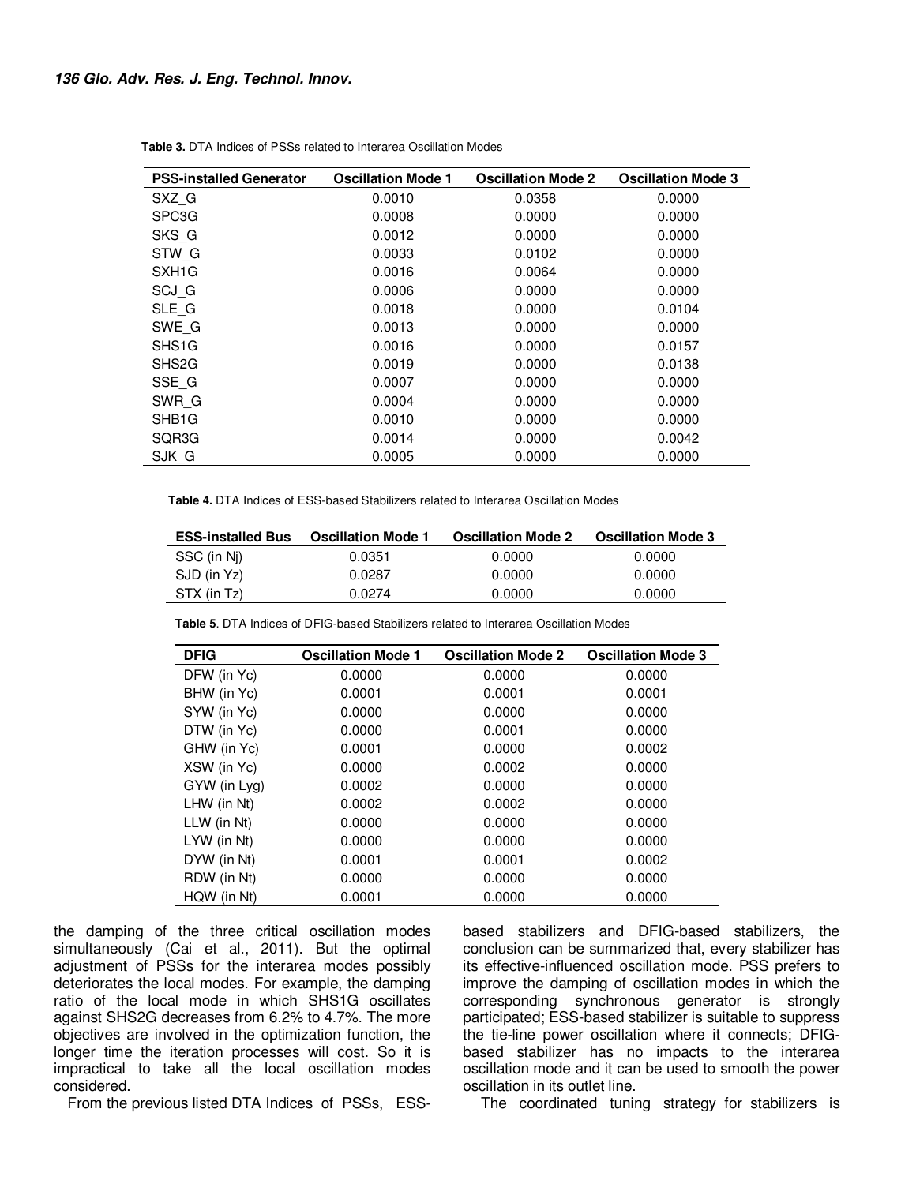**Table 3.** DTA Indices of PSSs related to Interarea Oscillation Modes

| PSS-installed Generator | Oscillation Mode 1 | Oscillation Mode 2 | Oscillation Mode 3 |
|---|---|---|---|
| SXZ_G | 0.0010 | 0.0358 | 0.0000 |
| SPC3G | 0.0008 | 0.0000 | 0.0000 |
| SKS_G | 0.0012 | 0.0000 | 0.0000 |
| STW_G | 0.0033 | 0.0102 | 0.0000 |
| SXH1G | 0.0016 | 0.0064 | 0.0000 |
| SCJ_G | 0.0006 | 0.0000 | 0.0000 |
| SLE_G | 0.0018 | 0.0000 | 0.0104 |
| SWE_G | 0.0013 | 0.0000 | 0.0000 |
| SHS1G | 0.0016 | 0.0000 | 0.0157 |
| SHS2G | 0.0019 | 0.0000 | 0.0138 |
| SSE_G | 0.0007 | 0.0000 | 0.0000 |
| SWR_G | 0.0004 | 0.0000 | 0.0000 |
| SHB1G | 0.0010 | 0.0000 | 0.0000 |
| SQR3G | 0.0014 | 0.0000 | 0.0042 |
| SJK_G | 0.0005 | 0.0000 | 0.0000 |

**Table 4.** DTA Indices of ESS-based Stabilizers related to Interarea Oscillation Modes

| ESS-installed Bus | Oscillation Mode 1 | Oscillation Mode 2 | Oscillation Mode 3 |
|---|---|---|---|
| SSC (in Nj) | 0.0351 | 0.0000 | 0.0000 |
| SJD (in Yz) | 0.0287 | 0.0000 | 0.0000 |
| STX (in Tz) | 0.0274 | 0.0000 | 0.0000 |

**Table 5**. DTA Indices of DFIG-based Stabilizers related to Interarea Oscillation Modes

| DFIG | Oscillation Mode 1 | Oscillation Mode 2 | Oscillation Mode 3 |
|---|---|---|---|
| DFW (in Yc) | 0.0000 | 0.0000 | 0.0000 |
| BHW (in Yc) | 0.0001 | 0.0001 | 0.0001 |
| SYW (in Yc) | 0.0000 | 0.0000 | 0.0000 |
| DTW (in Yc) | 0.0000 | 0.0001 | 0.0000 |
| GHW (in Yc) | 0.0001 | 0.0000 | 0.0002 |
| XSW (in Yc) | 0.0000 | 0.0002 | 0.0000 |
| GYW (in Lyg) | 0.0002 | 0.0000 | 0.0000 |
| LHW (in Nt) | 0.0002 | 0.0002 | 0.0000 |
| LLW (in Nt) | 0.0000 | 0.0000 | 0.0000 |
| LYW (in Nt) | 0.0000 | 0.0000 | 0.0000 |
| DYW (in Nt) | 0.0001 | 0.0001 | 0.0002 |
| RDW (in Nt) | 0.0000 | 0.0000 | 0.0000 |
| HQW (in Nt) | 0.0001 | 0.0000 | 0.0000 |

the damping of the three critical oscillation modes simultaneously (Cai et al., 2011). But the optimal adjustment of PSSs for the interarea modes possibly deteriorates the local modes. For example, the damping ratio of the local mode in which SHS1G oscillates against SHS2G decreases from 6.2% to 4.7%. The more objectives are involved in the optimization function, the longer time the iteration processes will cost. So it is impractical to take all the local oscillation modes considered.

From the previous listed DTA Indices of PSSs, ESS-based stabilizers and DFIG-based stabilizers, the conclusion can be summarized that, every stabilizer has its effective-influenced oscillation mode. PSS prefers to improve the damping of oscillation modes in which the corresponding synchronous generator is strongly participated; ESS-based stabilizer is suitable to suppress the tie-line power oscillation where it connects; DFIG-based stabilizer has no impacts to the interarea oscillation mode and it can be used to smooth the power oscillation in its outlet line.

The coordinated tuning strategy for stabilizers is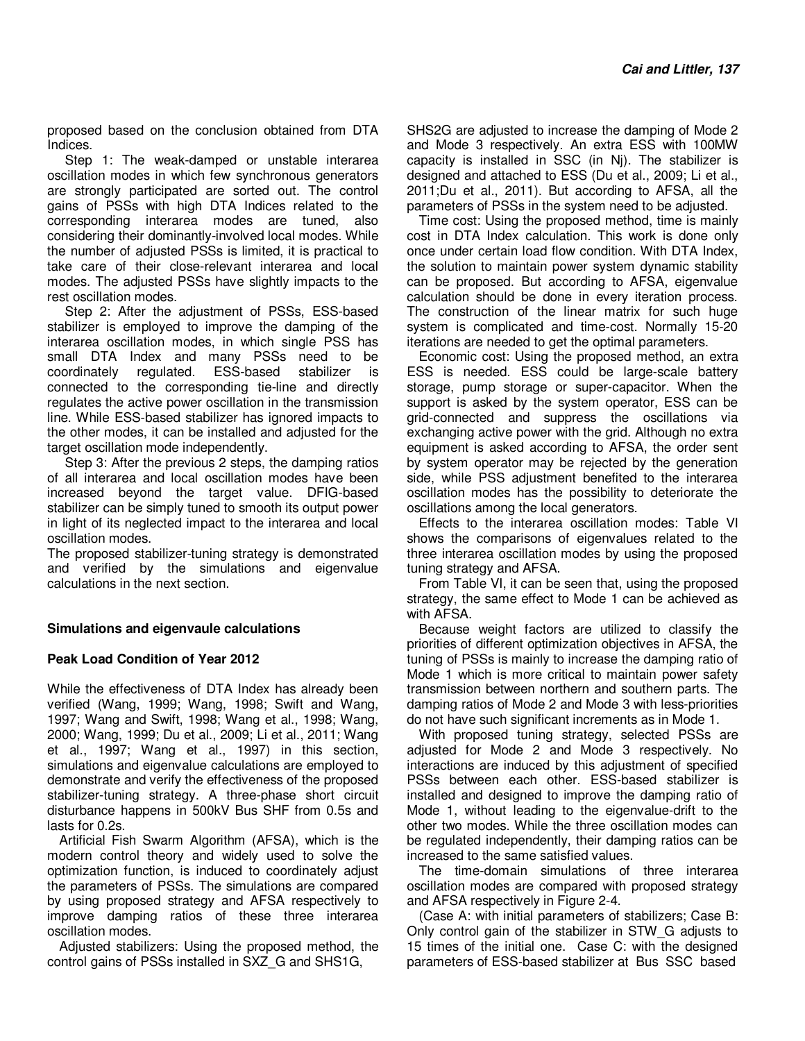proposed based on the conclusion obtained from DTA Indices.

Step 1: The weak-damped or unstable interarea oscillation modes in which few synchronous generators are strongly participated are sorted out. The control gains of PSSs with high DTA Indices related to the corresponding interarea modes are tuned, also considering their dominantly-involved local modes. While the number of adjusted PSSs is limited, it is practical to take care of their close-relevant interarea and local modes. The adjusted PSSs have slightly impacts to the rest oscillation modes.

Step 2: After the adjustment of PSSs, ESS-based stabilizer is employed to improve the damping of the interarea oscillation modes, in which single PSS has small DTA Index and many PSSs need to be coordinately regulated. ESS-based stabilizer is connected to the corresponding tie-line and directly regulates the active power oscillation in the transmission line. While ESS-based stabilizer has ignored impacts to the other modes, it can be installed and adjusted for the target oscillation mode independently.

Step 3: After the previous 2 steps, the damping ratios of all interarea and local oscillation modes have been increased beyond the target value. DFIG-based stabilizer can be simply tuned to smooth its output power in light of its neglected impact to the interarea and local oscillation modes.

The proposed stabilizer-tuning strategy is demonstrated and verified by the simulations and eigenvalue calculations in the next section.

### Simulations and eigenvaule calculations

### Peak Load Condition of Year 2012

While the effectiveness of DTA Index has already been verified (Wang, 1999; Wang, 1998; Swift and Wang, 1997; Wang and Swift, 1998; Wang et al., 1998; Wang, 2000; Wang, 1999; Du et al., 2009; Li et al., 2011; Wang et al., 1997; Wang et al., 1997) in this section, simulations and eigenvalue calculations are employed to demonstrate and verify the effectiveness of the proposed stabilizer-tuning strategy. A three-phase short circuit disturbance happens in 500kV Bus SHF from 0.5s and lasts for 0.2s.

Artificial Fish Swarm Algorithm (AFSA), which is the modern control theory and widely used to solve the optimization function, is induced to coordinately adjust the parameters of PSSs. The simulations are compared by using proposed strategy and AFSA respectively to improve damping ratios of these three interarea oscillation modes.

Adjusted stabilizers: Using the proposed method, the control gains of PSSs installed in SXZ_G and SHS1G, SHS2G are adjusted to increase the damping of Mode 2 and Mode 3 respectively. An extra ESS with 100MW capacity is installed in SSC (in Nj). The stabilizer is designed and attached to ESS (Du et al., 2009; Li et al., 2011;Du et al., 2011). But according to AFSA, all the parameters of PSSs in the system need to be adjusted.

Time cost: Using the proposed method, time is mainly cost in DTA Index calculation. This work is done only once under certain load flow condition. With DTA Index, the solution to maintain power system dynamic stability can be proposed. But according to AFSA, eigenvalue calculation should be done in every iteration process. The construction of the linear matrix for such huge system is complicated and time-cost. Normally 15-20 iterations are needed to get the optimal parameters.

Economic cost: Using the proposed method, an extra ESS is needed. ESS could be large-scale battery storage, pump storage or super-capacitor. When the support is asked by the system operator, ESS can be grid-connected and suppress the oscillations via exchanging active power with the grid. Although no extra equipment is asked according to AFSA, the order sent by system operator may be rejected by the generation side, while PSS adjustment benefited to the interarea oscillation modes has the possibility to deteriorate the oscillations among the local generators.

Effects to the interarea oscillation modes: Table VI shows the comparisons of eigenvalues related to the three interarea oscillation modes by using the proposed tuning strategy and AFSA.

From Table VI, it can be seen that, using the proposed strategy, the same effect to Mode 1 can be achieved as with AFSA.

Because weight factors are utilized to classify the priorities of different optimization objectives in AFSA, the tuning of PSSs is mainly to increase the damping ratio of Mode 1 which is more critical to maintain power safety transmission between northern and southern parts. The damping ratios of Mode 2 and Mode 3 with less-priorities do not have such significant increments as in Mode 1.

With proposed tuning strategy, selected PSSs are adjusted for Mode 2 and Mode 3 respectively. No interactions are induced by this adjustment of specified PSSs between each other. ESS-based stabilizer is installed and designed to improve the damping ratio of Mode 1, without leading to the eigenvalue-drift to the other two modes. While the three oscillation modes can be regulated independently, their damping ratios can be increased to the same satisfied values.

The time-domain simulations of three interarea oscillation modes are compared with proposed strategy and AFSA respectively in Figure 2-4.

(Case A: with initial parameters of stabilizers; Case B: Only control gain of the stabilizer in STW_G adjusts to 15 times of the initial one. Case C: with the designed parameters of ESS-based stabilizer at Bus SSC based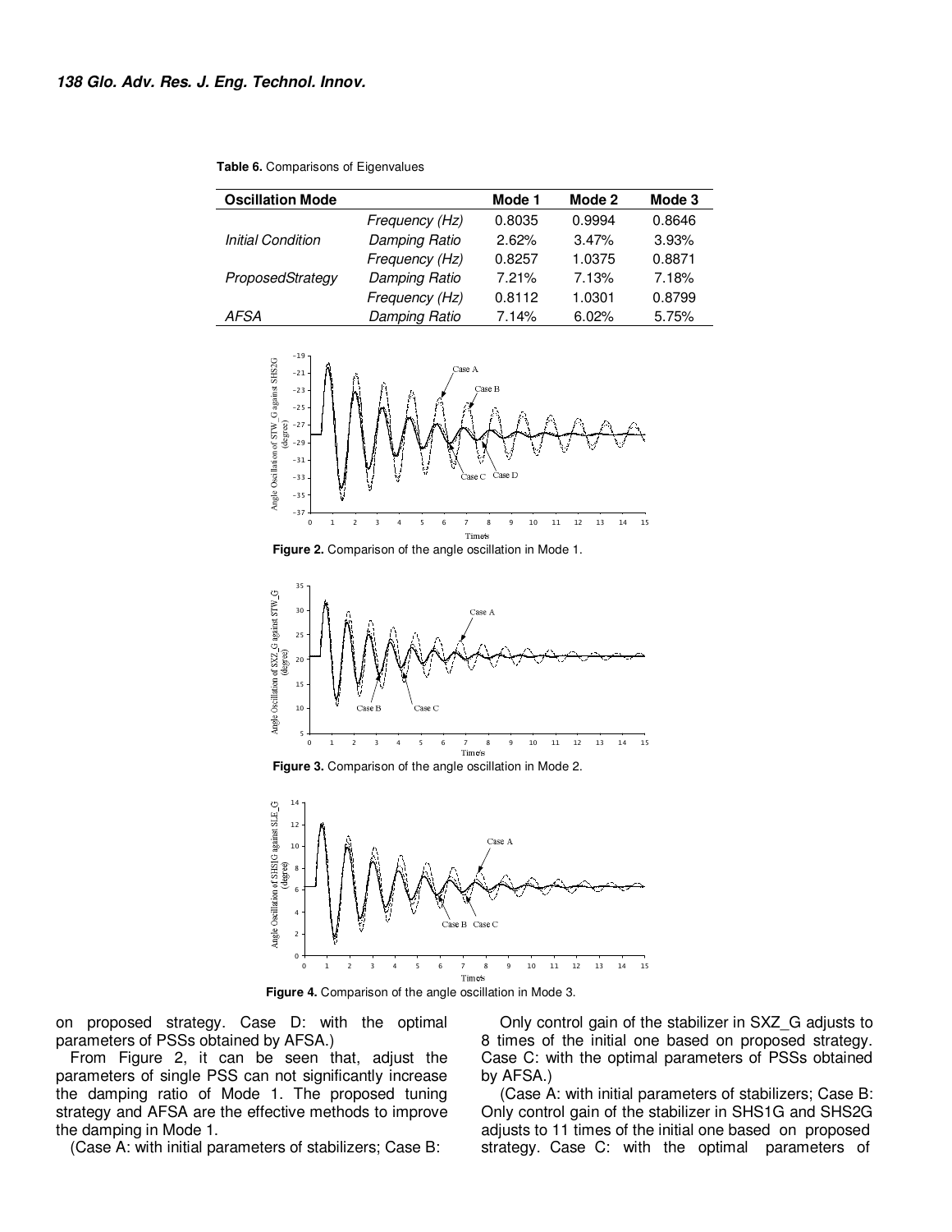**Table 6.** Comparisons of Eigenvalues

| Oscillation Mode | | Mode 1 | Mode 2 | Mode 3 |
|---|---|---|---|---|
| *Initial Condition* | *Frequency (Hz)* | 0.8035 | 0.9994 | 0.8646 |
| | *Damping Ratio* | 2.62% | 3.47% | 3.93% |
| *ProposedStrategy* | *Frequency (Hz)* | 0.8257 | 1.0375 | 0.8871 |
| | *Damping Ratio* | 7.21% | 7.13% | 7.18% |
| *AFSA* | *Frequency (Hz)* | 0.8112 | 1.0301 | 0.8799 |
| | *Damping Ratio* | 7.14% | 6.02% | 5.75% |

**Figure 2.** Comparison of the angle oscillation in Mode 1.

**Figure 3.** Comparison of the angle oscillation in Mode 2.

**Figure 4.** Comparison of the angle oscillation in Mode 3.

on proposed strategy. Case D: with the optimal parameters of PSSs obtained by AFSA.)

From Figure 2, it can be seen that, adjust the parameters of single PSS can not significantly increase the damping ratio of Mode 1. The proposed tuning strategy and AFSA are the effective methods to improve the damping in Mode 1.

(Case A: with initial parameters of stabilizers; Case B: Only control gain of the stabilizer in SXZ_G adjusts to 8 times of the initial one based on proposed strategy. Case C: with the optimal parameters of PSSs obtained by AFSA.)

(Case A: with initial parameters of stabilizers; Case B: Only control gain of the stabilizer in SHS1G and SHS2G adjusts to 11 times of the initial one based on proposed strategy. Case C: with the optimal parameters of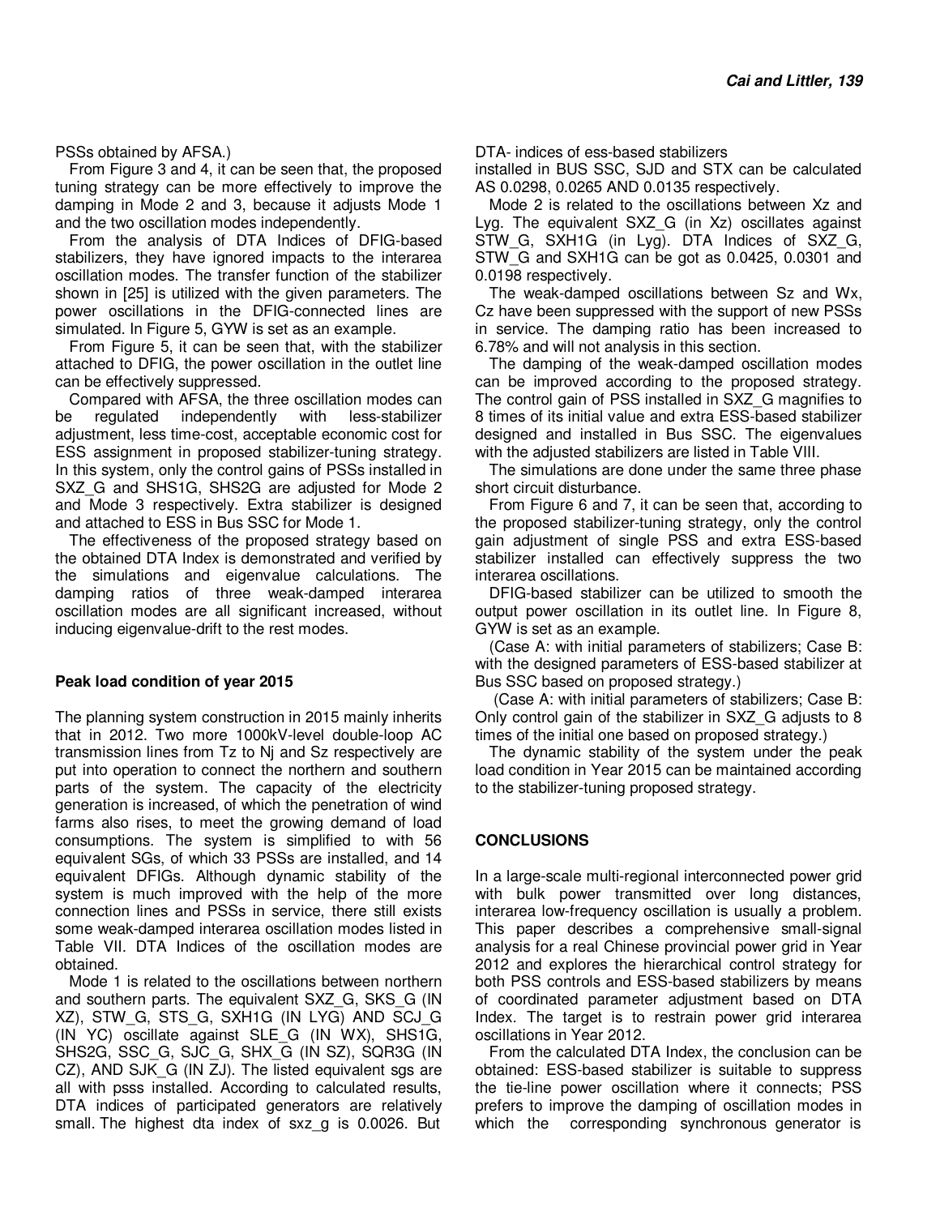PSSs obtained by AFSA.)

From Figure 3 and 4, it can be seen that, the proposed tuning strategy can be more effectively to improve the damping in Mode 2 and 3, because it adjusts Mode 1 and the two oscillation modes independently.

From the analysis of DTA Indices of DFIG-based stabilizers, they have ignored impacts to the interarea oscillation modes. The transfer function of the stabilizer shown in [25] is utilized with the given parameters. The power oscillations in the DFIG-connected lines are simulated. In Figure 5, GYW is set as an example.

From Figure 5, it can be seen that, with the stabilizer attached to DFIG, the power oscillation in the outlet line can be effectively suppressed.

Compared with AFSA, the three oscillation modes can be regulated independently with less-stabilizer adjustment, less time-cost, acceptable economic cost for ESS assignment in proposed stabilizer-tuning strategy. In this system, only the control gains of PSSs installed in SXZ_G and SHS1G, SHS2G are adjusted for Mode 2 and Mode 3 respectively. Extra stabilizer is designed and attached to ESS in Bus SSC for Mode 1.

The effectiveness of the proposed strategy based on the obtained DTA Index is demonstrated and verified by the simulations and eigenvalue calculations. The damping ratios of three weak-damped interarea oscillation modes are all significant increased, without inducing eigenvalue-drift to the rest modes.

**Peak load condition of year 2015**

The planning system construction in 2015 mainly inherits that in 2012. Two more 1000kV-level double-loop AC transmission lines from Tz to Nj and Sz respectively are put into operation to connect the northern and southern parts of the system. The capacity of the electricity generation is increased, of which the penetration of wind farms also rises, to meet the growing demand of load consumptions. The system is simplified to with 56 equivalent SGs, of which 33 PSSs are installed, and 14 equivalent DFIGs. Although dynamic stability of the system is much improved with the help of the more connection lines and PSSs in service, there still exists some weak-damped interarea oscillation modes listed in Table VII. DTA Indices of the oscillation modes are obtained.

Mode 1 is related to the oscillations between northern and southern parts. The equivalent SXZ_G, SKS_G (IN XZ), STW_G, STS_G, SXH1G (IN LYG) AND SCJ_G (IN YC) oscillate against SLE_G (IN WX), SHS1G, SHS2G, SSC_G, SJC_G, SHX_G (IN SZ), SQR3G (IN CZ), AND SJK_G (IN ZJ). The listed equivalent sgs are all with psss installed. According to calculated results, DTA indices of participated generators are relatively small. The highest dta index of sxz_g is 0.0026. But DTA- indices of ess-based stabilizers installed in BUS SSC, SJD and STX can be calculated AS 0.0298, 0.0265 AND 0.0135 respectively.

Mode 2 is related to the oscillations between Xz and Lyg. The equivalent SXZ_G (in Xz) oscillates against STW_G, SXH1G (in Lyg). DTA Indices of SXZ_G, STW_G and SXH1G can be got as 0.0425, 0.0301 and 0.0198 respectively.

The weak-damped oscillations between Sz and Wx, Cz have been suppressed with the support of new PSSs in service. The damping ratio has been increased to 6.78% and will not analysis in this section.

The damping of the weak-damped oscillation modes can be improved according to the proposed strategy. The control gain of PSS installed in SXZ_G magnifies to 8 times of its initial value and extra ESS-based stabilizer designed and installed in Bus SSC. The eigenvalues with the adjusted stabilizers are listed in Table VIII.

The simulations are done under the same three phase short circuit disturbance.

From Figure 6 and 7, it can be seen that, according to the proposed stabilizer-tuning strategy, only the control gain adjustment of single PSS and extra ESS-based stabilizer installed can effectively suppress the two interarea oscillations.

DFIG-based stabilizer can be utilized to smooth the output power oscillation in its outlet line. In Figure 8, GYW is set as an example.

(Case A: with initial parameters of stabilizers; Case B: with the designed parameters of ESS-based stabilizer at Bus SSC based on proposed strategy.)

(Case A: with initial parameters of stabilizers; Case B: Only control gain of the stabilizer in SXZ_G adjusts to 8 times of the initial one based on proposed strategy.)

The dynamic stability of the system under the peak load condition in Year 2015 can be maintained according to the stabilizer-tuning proposed strategy.

## CONCLUSIONS

In a large-scale multi-regional interconnected power grid with bulk power transmitted over long distances, interarea low-frequency oscillation is usually a problem. This paper describes a comprehensive small-signal analysis for a real Chinese provincial power grid in Year 2012 and explores the hierarchical control strategy for both PSS controls and ESS-based stabilizers by means of coordinated parameter adjustment based on DTA Index. The target is to restrain power grid interarea oscillations in Year 2012.

From the calculated DTA Index, the conclusion can be obtained: ESS-based stabilizer is suitable to suppress the tie-line power oscillation where it connects; PSS prefers to improve the damping of oscillation modes in which the corresponding synchronous generator is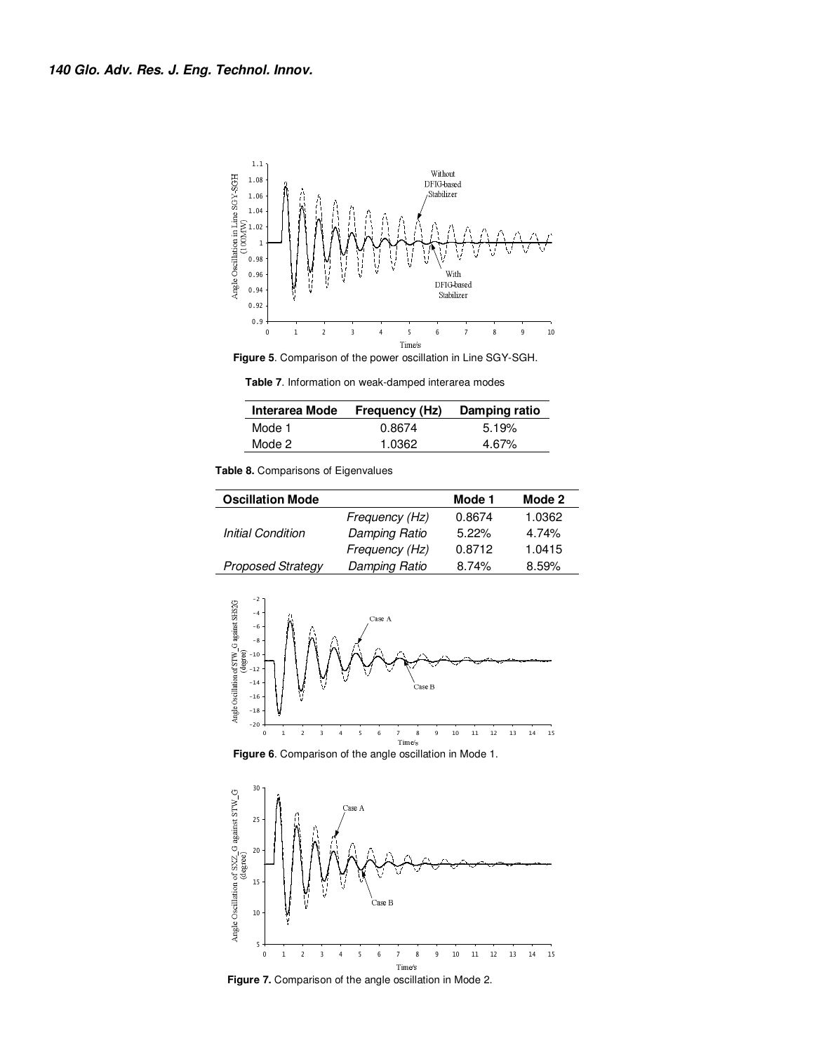**Figure 5**. Comparison of the power oscillation in Line SGY-SGH.

**Table 7**. Information on weak-damped interarea modes

| Interarea Mode | Frequency (Hz) | Damping ratio |
|---|---|---|
| Mode 1 | 0.8674 | 5.19% |
| Mode 2 | 1.0362 | 4.67% |

**Table 8.** Comparisons of Eigenvalues

| Oscillation Mode | | Mode 1 | Mode 2 |
|---|---|---|---|
| *Initial Condition* | *Frequency (Hz)* | 0.8674 | 1.0362 |
| | *Damping Ratio* | 5.22% | 4.74% |
| *Proposed Strategy* | *Frequency (Hz)* | 0.8712 | 1.0415 |
| | *Damping Ratio* | 8.74% | 8.59% |

**Figure 6**. Comparison of the angle oscillation in Mode 1.

**Figure 7.** Comparison of the angle oscillation in Mode 2.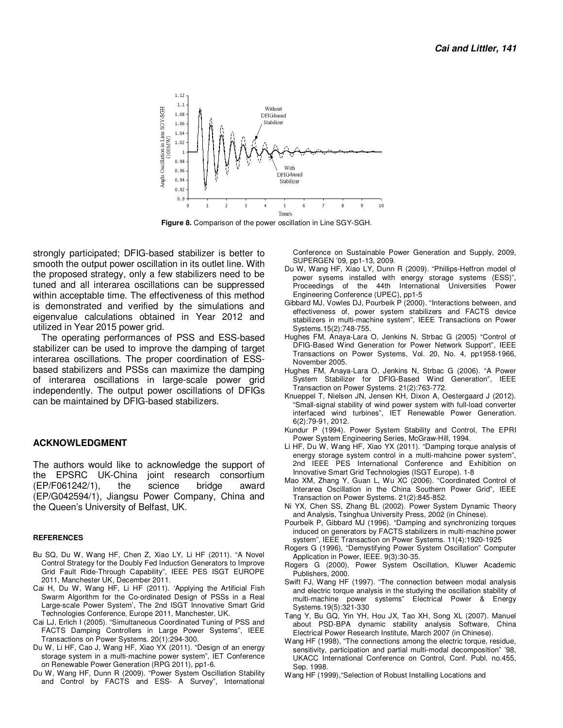Figure 8. Comparison of the power oscillation in Line SGY-SGH.

strongly participated; DFIG-based stabilizer is better to smooth the output power oscillation in its outlet line. With the proposed strategy, only a few stabilizers need to be tuned and all interarea oscillations can be suppressed within acceptable time. The effectiveness of this method is demonstrated and verified by the simulations and eigenvalue calculations obtained in Year 2012 and utilized in Year 2015 power grid.

The operating performances of PSS and ESS-based stabilizer can be used to improve the damping of target interarea oscillations. The proper coordination of ESS-based stabilizers and PSSs can maximize the damping of interarea oscillations in large-scale power grid independently. The output power oscillations of DFIGs can be maintained by DFIG-based stabilizers.

## ACKNOWLEDGMENT

The authors would like to acknowledge the support of the EPSRC UK-China joint research consortium (EP/F061242/1), the science bridge award (EP/G042594/1), Jiangsu Power Company, China and the Queen's University of Belfast, UK.

### REFERENCES

Bu SQ, Du W, Wang HF, Chen Z, Xiao LY, Li HF (2011). "A Novel Control Strategy for the Doubly Fed Induction Generators to Improve Grid Fault Ride-Through Capability", IEEE PES ISGT EUROPE 2011, Manchester UK, December 2011.

Cai H, Du W, Wang HF, Li HF (2011). 'Applying the Artificial Fish Swarm Algorithm for the Co-ordinated Design of PSSs in a Real Large-scale Power System', The 2nd ISGT Innovative Smart Grid Technologies Conference, Europe 2011, Manchester, UK.

Cai LJ, Erlich I (2005). "Simultaneous Coordinated Tuning of PSS and FACTS Damping Controllers in Large Power Systems", IEEE Transactions on Power Systems. 20(1):294-300.

Du W, Li HF, Cao J, Wang HF, Xiao YX (2011). "Design of an energy storage system in a multi-machine power system", IET Conference on Renewable Power Generation (RPG 2011), pp1-6.

Du W, Wang HF, Dunn R (2009). "Power System Oscillation Stability and Control by FACTS and ESS- A Survey", International Conference on Sustainable Power Generation and Supply, 2009, SUPERGEN '09, pp1-13, 2009.

Du W, Wang HF, Xiao LY, Dunn R (2009). "Phillips-Heffron model of power sysems installed with energy storage systems (ESS)", Proceedings of the 44th International Universities Power Engineering Conference (UPEC), pp1-5

Gibbard MJ, Vowles DJ, Pourbeik P (2000). "Interactions between, and effectiveness of, power system stabilizers and FACTS device stabilizers in multi-machine system", IEEE Transactions on Power Systems.15(2):748-755.

Hughes FM, Anaya-Lara O, Jenkins N, Strbac G (2005) "Control of DFIG-Based Wind Generation for Power Network Support", IEEE Transactions on Power Systems, Vol. 20, No. 4, pp1958-1966, November 2005.

Hughes FM, Anaya-Lara O, Jenkins N, Strbac G (2006). "A Power System Stabilizer for DFIG-Based Wind Generation", IEEE Transaction on Power Systems. 21(2):763-772.

Knueppel T, Nielsen JN, Jensen KH, Dixon A, Oestergaard J (2012). "Small-signal stability of wind power system with full-load converter interfaced wind turbines", IET Renewable Power Generation. 6(2):79-91, 2012.

Kundur P (1994). Power System Stability and Control, The EPRI Power System Engineering Series, McGraw-Hill, 1994.

Li HF, Du W, Wang HF, Xiao YX (2011). "Damping torque analysis of energy storage system control in a multi-mahcine power system", 2nd IEEE PES International Conference and Exhibition on Innovative Smart Grid Technologies (ISGT Europe). 1-8

Mao XM, Zhang Y, Guan L, Wu XC (2006). "Coordinated Control of Interarea Oscillation in the China Southern Power Grid", IEEE Transaction on Power Systems. 21(2):845-852.

Ni YX, Chen SS, Zhang BL (2002). Power System Dynamic Theory and Analysis, Tsinghua University Press, 2002 (in Chinese).

Pourbeik P, Gibbard MJ (1996). "Damping and synchronizing torques induced on generators by FACTS stabilizers in multi-machine power system", IEEE Transaction on Power Systems. 11(4):1920-1925

Rogers G (1996), "Demystifying Power System Oscillation" Computer Application in Power, IEEE. 9(3):30-35.

Rogers G (2000), Power System Oscillation, Kluwer Academic Publishers, 2000.

Swift FJ, Wang HF (1997). "The connection between modal analysis and electric torque analysis in the studying the oscillation stability of multi-machine power systems" Electrical Power & Energy Systems.19(5):321-330

Tang Y, Bu GQ, Yin YH, Hou JX, Tao XH, Song XL (2007). Manuel about PSD-BPA dynamic stability analysis Software, China Electrical Power Research Institute, March 2007 (in Chinese).

Wang HF (1998), "The connections among the electric torque, residue, sensitivity, participation and partial multi-modal decomposition" '98, UKACC International Conference on Control, Conf. Publ. no.455, Sep. 1998.

Wang HF (1999),"Selection of Robust Installing Locations and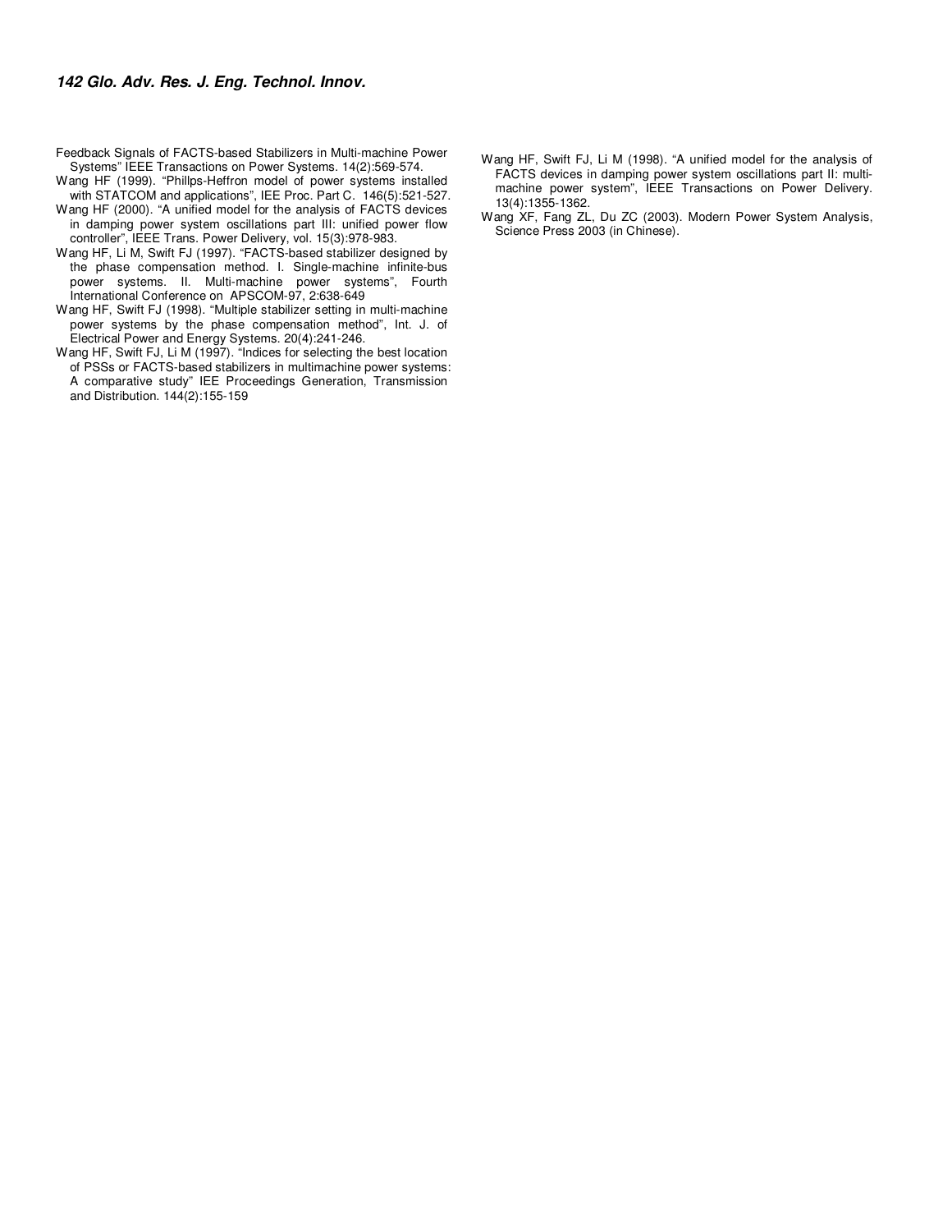Feedback Signals of FACTS-based Stabilizers in Multi-machine Power Systems" IEEE Transactions on Power Systems. 14(2):569-574.

Wang HF (1999). "Phillps-Heffron model of power systems installed with STATCOM and applications", IEE Proc. Part C. 146(5):521-527.

Wang HF (2000). "A unified model for the analysis of FACTS devices in damping power system oscillations part III: unified power flow controller", IEEE Trans. Power Delivery, vol. 15(3):978-983.

Wang HF, Li M, Swift FJ (1997). "FACTS-based stabilizer designed by the phase compensation method. I. Single-machine infinite-bus power systems. II. Multi-machine power systems", Fourth International Conference on APSCOM-97, 2:638-649

Wang HF, Swift FJ (1998). "Multiple stabilizer setting in multi-machine power systems by the phase compensation method", Int. J. of Electrical Power and Energy Systems. 20(4):241-246.

Wang HF, Swift FJ, Li M (1997). "Indices for selecting the best location of PSSs or FACTS-based stabilizers in multimachine power systems: A comparative study" IEE Proceedings Generation, Transmission and Distribution. 144(2):155-159

Wang HF, Swift FJ, Li M (1998). "A unified model for the analysis of FACTS devices in damping power system oscillations part II: multi-machine power system", IEEE Transactions on Power Delivery. 13(4):1355-1362.

Wang XF, Fang ZL, Du ZC (2003). Modern Power System Analysis, Science Press 2003 (in Chinese).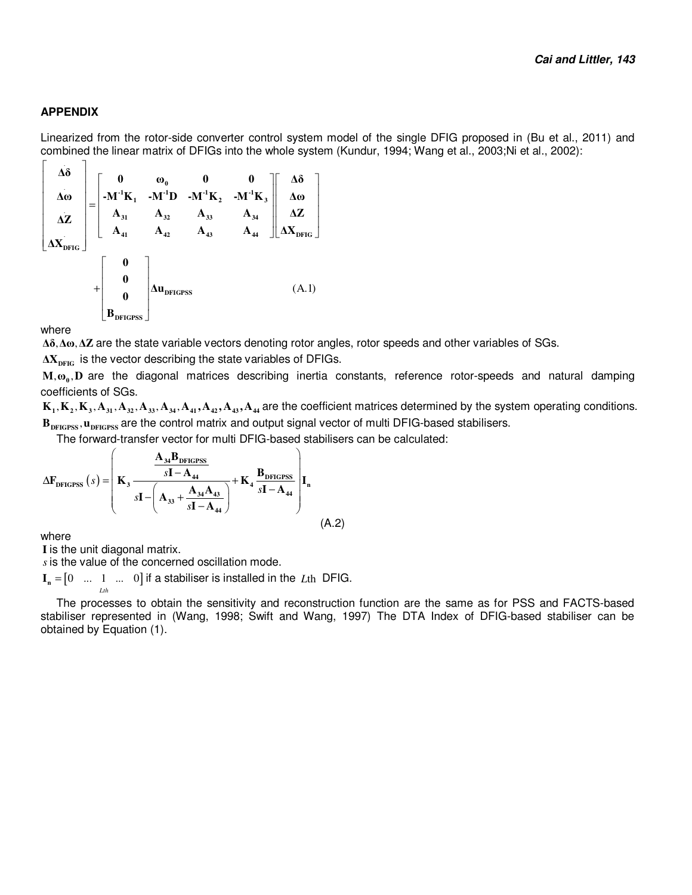## APPENDIX

Linearized from the rotor-side converter control system model of the single DFIG proposed in (Bu et al., 2011) and combined the linear matrix of DFIGs into the whole system (Kundur, 1994; Wang et al., 2003;Ni et al., 2002):

$$\begin{bmatrix} \dot{\Delta\boldsymbol{\delta}} \\ \dot{\Delta\boldsymbol{\omega}} \\ \dot{\Delta\mathbf{Z}} \\ \dot{\Delta\mathbf{X}}_{\mathbf{DFIG}} \end{bmatrix} = \begin{bmatrix} \mathbf{0} & \boldsymbol{\omega}_{\mathbf{0}} & \mathbf{0} & \mathbf{0} \\ \mathbf{-M^{-1}K_1} & \mathbf{-M^{-1}D} & \mathbf{-M^{-1}K_2} & \mathbf{-M^{-1}K_3} \\ \mathbf{A_{31}} & \mathbf{A_{32}} & \mathbf{A_{33}} & \mathbf{A_{34}} \\ \mathbf{A_{41}} & \mathbf{A_{42}} & \mathbf{A_{43}} & \mathbf{A_{44}} \end{bmatrix} \begin{bmatrix} \Delta\boldsymbol{\delta} \\ \Delta\boldsymbol{\omega} \\ \Delta\mathbf{Z} \\ \Delta\mathbf{X}_{\mathbf{DFIG}} \end{bmatrix} + \begin{bmatrix} \mathbf{0} \\ \mathbf{0} \\ \mathbf{0} \\ \mathbf{B}_{\mathbf{DFIGPSS}} \end{bmatrix} \Delta\mathbf{u}_{\mathbf{DFIGPSS}} \qquad \text{(A.1)}$$

where

$\Delta\boldsymbol{\delta}, \Delta\boldsymbol{\omega}, \Delta\mathbf{Z}$ are the state variable vectors denoting rotor angles, rotor speeds and other variables of SGs.

$\Delta\mathbf{X}_{\mathbf{DFIG}}$ is the vector describing the state variables of DFIGs.

$\mathbf{M}, \boldsymbol{\omega}_{\mathbf{0}}, \mathbf{D}$ are the diagonal matrices describing inertia constants, reference rotor-speeds and natural damping coefficients of SGs.

$\mathbf{K_1}, \mathbf{K_2}, \mathbf{K_3}, \mathbf{A_{31}}, \mathbf{A_{32}}, \mathbf{A_{33}}, \mathbf{A_{34}}, \mathbf{A_{41}}, \mathbf{A_{42}}, \mathbf{A_{43}}, \mathbf{A_{44}}$ are the coefficient matrices determined by the system operating conditions.

$\mathbf{B}_{\mathbf{DFIGPSS}}, \mathbf{u}_{\mathbf{DFIGPSS}}$ are the control matrix and output signal vector of multi DFIG-based stabilisers.

The forward-transfer vector for multi DFIG-based stabilisers can be calculated:

$$\Delta\mathbf{F}_{\mathbf{DFIGPSS}}(s) = \left( \mathbf{K_3} \frac{\dfrac{\mathbf{A_{34}} \mathbf{B}_{\mathbf{DFIGPSS}}}{s\mathbf{I} - \mathbf{A_{44}}}}{s\mathbf{I} - \left( \mathbf{A_{33}} + \dfrac{\mathbf{A_{34}} \mathbf{A_{43}}}{s\mathbf{I} - \mathbf{A_{44}}} \right)} + \mathbf{K_4} \frac{\mathbf{B}_{\mathbf{DFIGPSS}}}{s\mathbf{I} - \mathbf{A_{44}}} \right) \mathbf{I_n} \qquad \text{(A.2)}$$

where

$\mathbf{I}$ is the unit diagonal matrix.

$s$ is the value of the concerned oscillation mode.

$\mathbf{I_n} = [0 \;\; \ldots \;\; \underset{Lth}{1} \;\; \ldots \;\; 0]$ if a stabiliser is installed in the $L$th DFIG.

The processes to obtain the sensitivity and reconstruction function are the same as for PSS and FACTS-based stabiliser represented in (Wang, 1998; Swift and Wang, 1997) The DTA Index of DFIG-based stabiliser can be obtained by Equation (1).